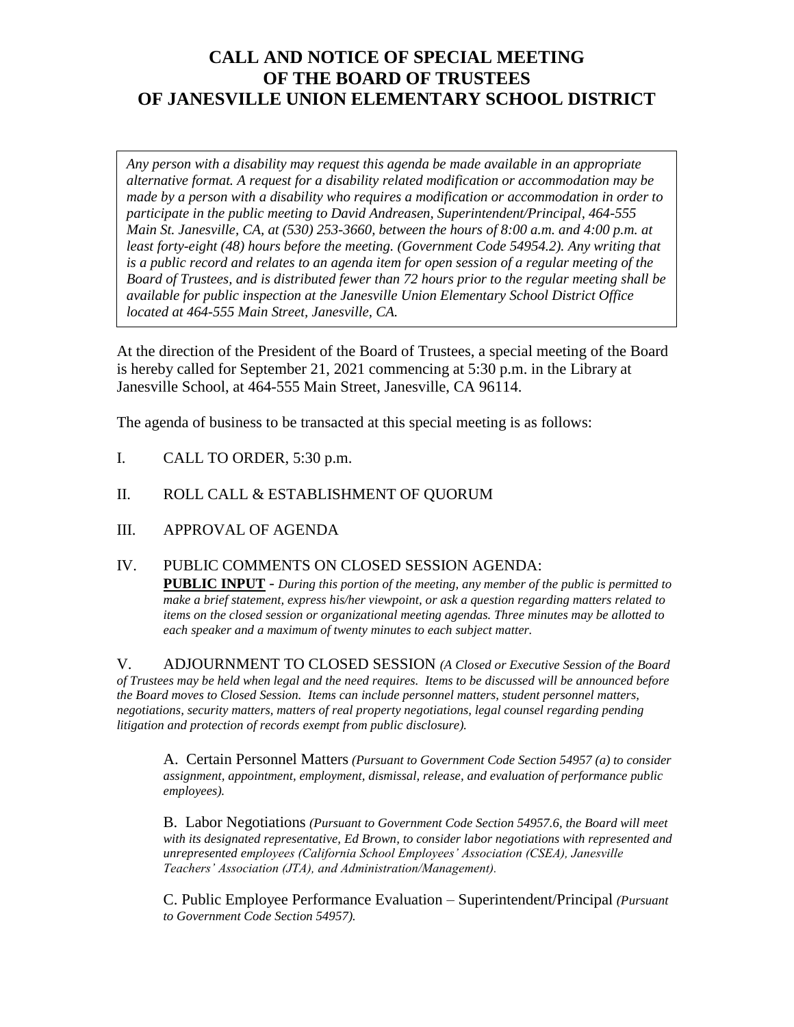# CALL AND NOTICE OF SPECIAL MEETING OF THE BOARD OF TRUSTEES OF JANESVILLE UNION ELEMENTARY SCHOOL DISTRICT

*Any person with a disability may request this agenda be made available in an appropriate alternative format. A request for a disability related modification or accommodation may be made by a person with a disability who requires a modification or accommodation in order to participate in the public meeting to David Andreasen, Superintendent/Principal, 464-555 Main St. Janesville, CA, at (530) 253-3660, between the hours of 8:00 a.m. and 4:00 p.m. at least forty-eight (48) hours before the meeting. (Government Code 54954.2). Any writing that is a public record and relates to an agenda item for open session of a regular meeting of the Board of Trustees, and is distributed fewer than 72 hours prior to the regular meeting shall be available for public inspection at the Janesville Union Elementary School District Office located at 464-555 Main Street, Janesville, CA.*

At the direction of the President of the Board of Trustees, a special meeting of the Board is hereby called for September 21, 2021 commencing at 5:30 p.m. in the Library at Janesville School, at 464-555 Main Street, Janesville, CA 96114.

The agenda of business to be transacted at this special meeting is as follows:

I. CALL TO ORDER, 5:30 p.m.

II. ROLL CALL & ESTABLISHMENT OF QUORUM

III. APPROVAL OF AGENDA

IV. PUBLIC COMMENTS ON CLOSED SESSION AGENDA:

**PUBLIC INPUT** - *During this portion of the meeting, any member of the public is permitted to make a brief statement, express his/her viewpoint, or ask a question regarding matters related to items on the closed session or organizational meeting agendas. Three minutes may be allotted to each speaker and a maximum of twenty minutes to each subject matter.*

V. ADJOURNMENT TO CLOSED SESSION *(A Closed or Executive Session of the Board of Trustees may be held when legal and the need requires. Items to be discussed will be announced before the Board moves to Closed Session. Items can include personnel matters, student personnel matters, negotiations, security matters, matters of real property negotiations, legal counsel regarding pending litigation and protection of records exempt from public disclosure).*

A. Certain Personnel Matters *(Pursuant to Government Code Section 54957 (a) to consider assignment, appointment, employment, dismissal, release, and evaluation of performance public employees).*

B. Labor Negotiations *(Pursuant to Government Code Section 54957.6, the Board will meet with its designated representative, Ed Brown, to consider labor negotiations with represented and unrepresented employees (California School Employees' Association (CSEA), Janesville Teachers' Association (JTA), and Administration/Management).*

C. Public Employee Performance Evaluation – Superintendent/Principal *(Pursuant to Government Code Section 54957).*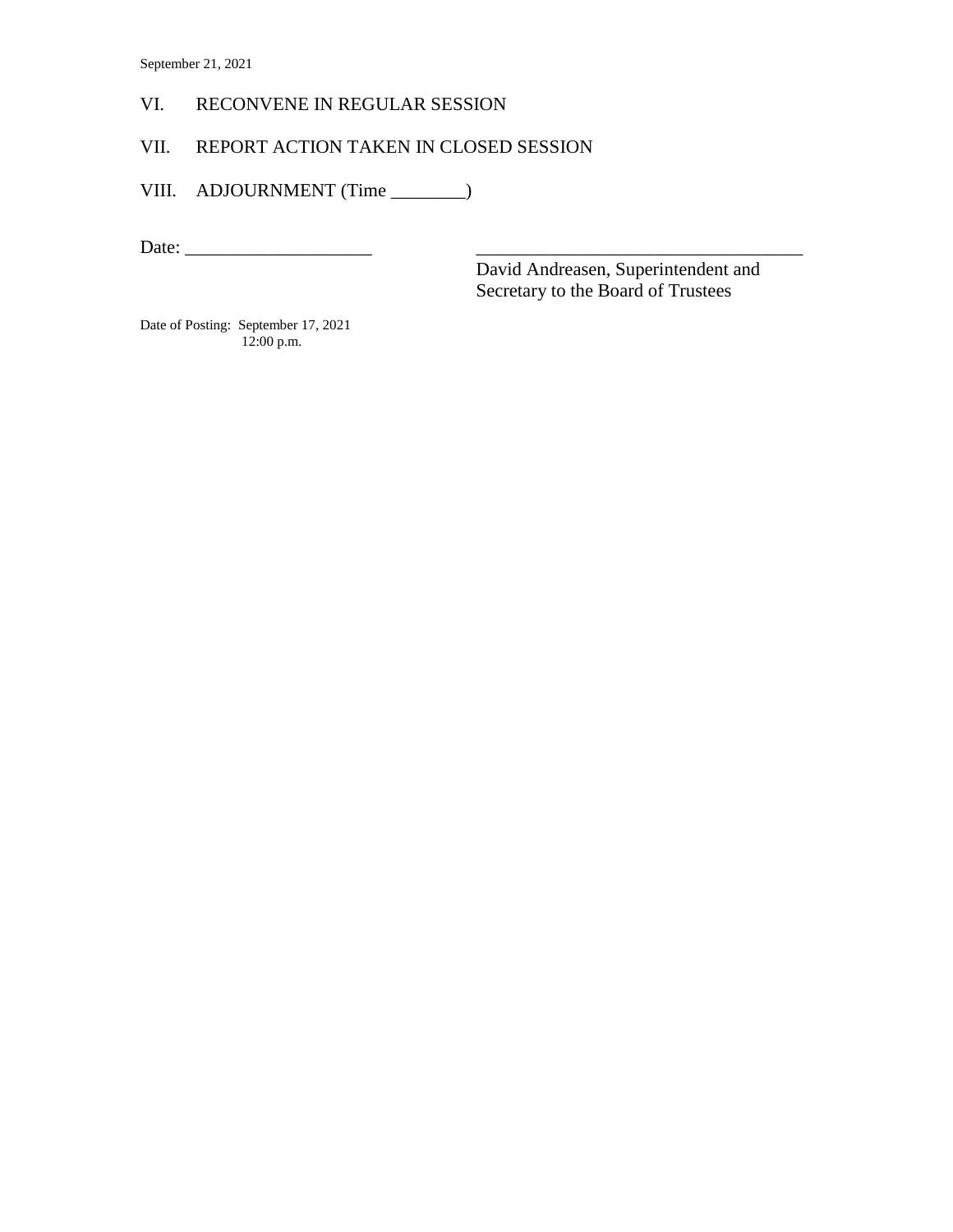VI. RECONVENE IN REGULAR SESSION

VII. REPORT ACTION TAKEN IN CLOSED SESSION

VIII. ADJOURNMENT (Time ________)

Date: ____________________

____________________________________
David Andreasen, Superintendent and
Secretary to the Board of Trustees

Date of Posting: September 17, 2021
12:00 p.m.